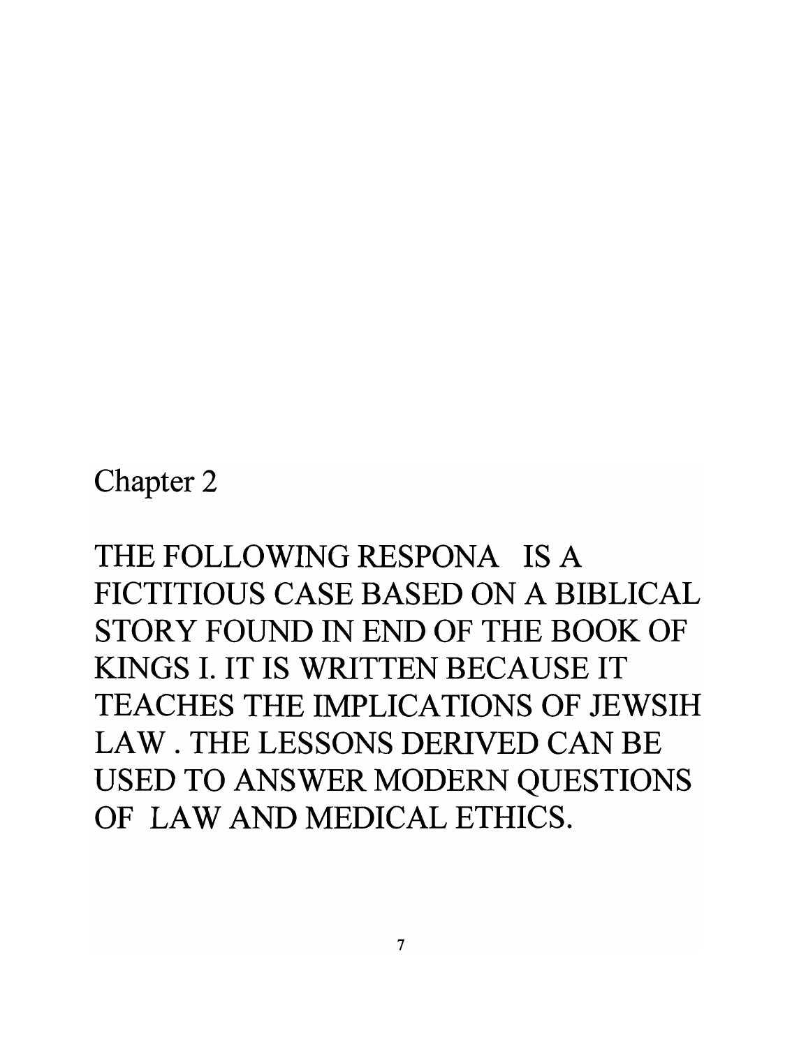# Chapter 2

THE FOLLOWING RESPONA IS A FICTITIOUS CASE BASED ON A BIBLICAL STORY FOUND IN END OF THE BOOK OF KINGS I. IT IS WRITTEN BECAUSE IT TEACHES THE IMPLICATIONS OF JEWSIH LAW . THE LESSONS DERIVED CAN BE USED TO ANSWER MODERN QUESTIONS OF LAW AND MEDICAL ETHICS.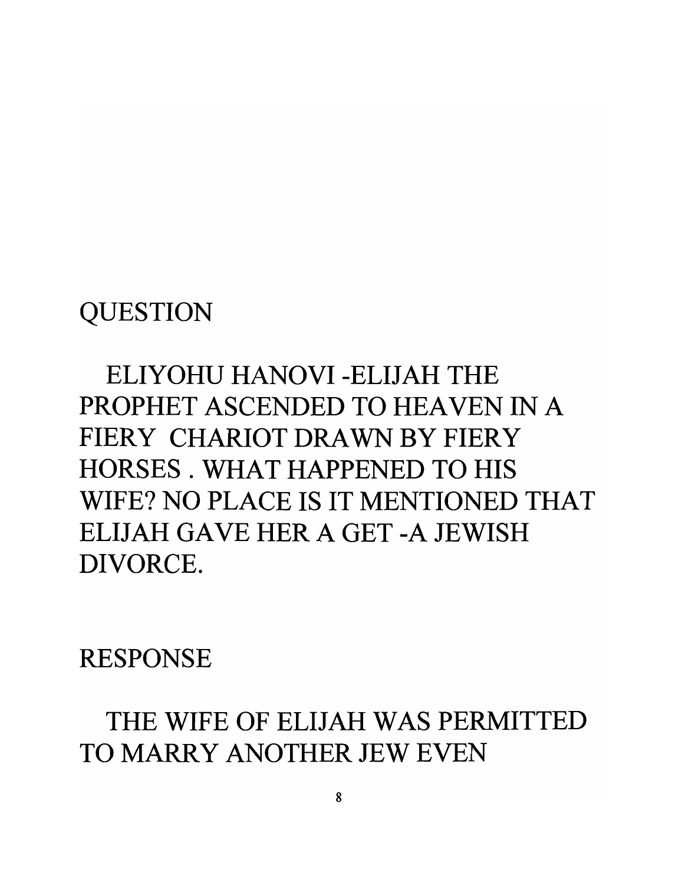## QUESTION

ELIYOHU HANOVI -ELIJAH THE PROPHET ASCENDED TO HEAVEN IN A FIERY CHARIOT DRAWN BY FIERY HORSES . WHAT HAPPENED TO HIS WIFE? NO PLACE IS IT MENTIONED THAT ELIJAH GAVE HER A GET -A JEWISH DIVORCE.

## RESPONSE

THE WIFE OF ELIJAH WAS PERMITTED TO MARRY ANOTHER JEW EVEN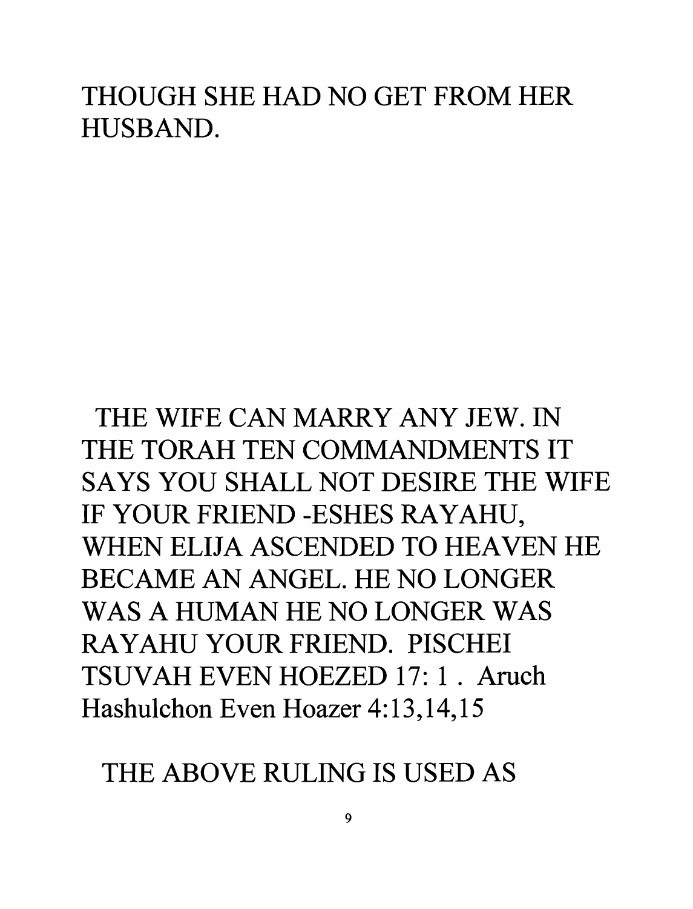THOUGH SHE HAD NO GET FROM HER HUSBAND.

THE WIFE CAN MARRY ANY JEW. IN THE TORAH TEN COMMANDMENTS IT SAYS YOU SHALL NOT DESIRE THE WIFE IF YOUR FRIEND -ESHES RAYAHU, WHEN ELIJA ASCENDED TO HEAVEN HE BECAME AN ANGEL. HE NO LONGER WAS A HUMAN HE NO LONGER WAS RAYAHU YOUR FRIEND. PISCHEI TSUVAH EVEN HOEZED 17: 1 . Aruch Hashulchon Even Hoazer 4:13,14,15

THE ABOVE RULING IS USED AS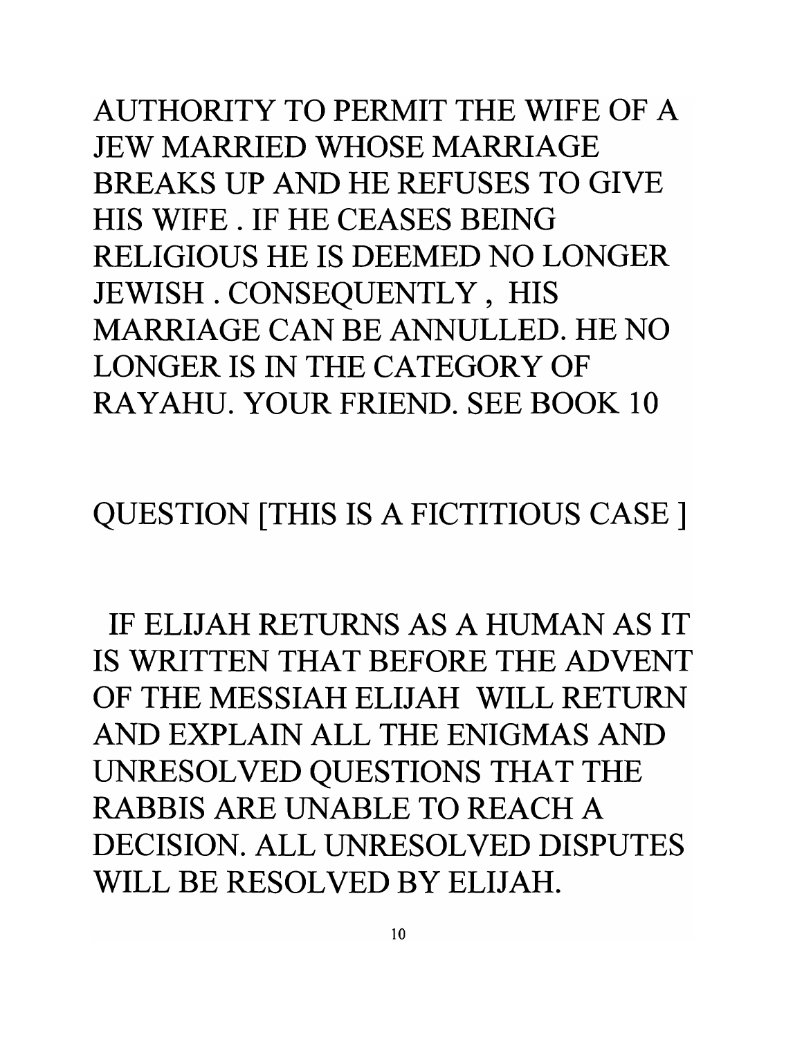AUTHORITY TO PERMIT THE WIFE OF A JEW MARRIED WHOSE MARRIAGE BREAKS UP AND HE REFUSES TO GIVE HIS WIFE . IF HE CEASES BEING RELIGIOUS HE IS DEEMED NO LONGER JEWISH . CONSEQUENTLY , HIS MARRIAGE CAN BE ANNULLED. HE NO LONGER IS IN THE CATEGORY OF RAYAHU. YOUR FRIEND. SEE BOOK 10

QUESTION [THIS IS A FICTITIOUS CASE ]

IF ELIJAH RETURNS AS A HUMAN AS IT IS WRITTEN THAT BEFORE THE ADVENT OF THE MESSIAH ELIJAH WILL RETURN AND EXPLAIN ALL THE ENIGMAS AND UNRESOLVED QUESTIONS THAT THE RABBIS ARE UNABLE TO REACH A DECISION. ALL UNRESOLVED DISPUTES WILL BE RESOLVED BY ELIJAH.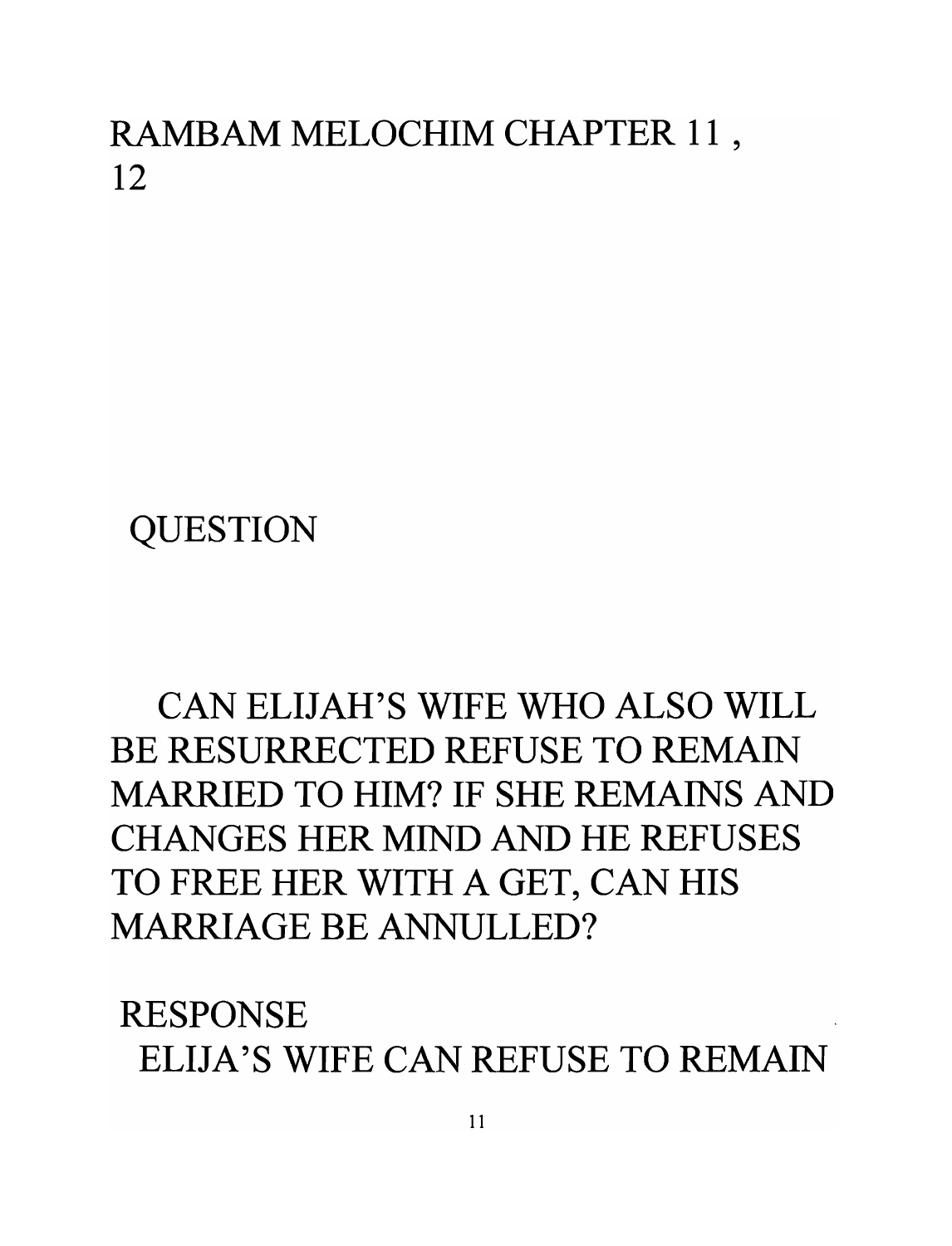# RAMBAM MELOCHIM CHAPTER 11 , 12

QUESTION

CAN ELIJAH'S WIFE WHO ALSO WILL BE RESURRECTED REFUSE TO REMAIN MARRIED TO HIM? IF SHE REMAINS AND CHANGES HER MIND AND HE REFUSES TO FREE HER WITH A GET, CAN HIS MARRIAGE BE ANNULLED?

RESPONSE

ELIJA'S WIFE CAN REFUSE TO REMAIN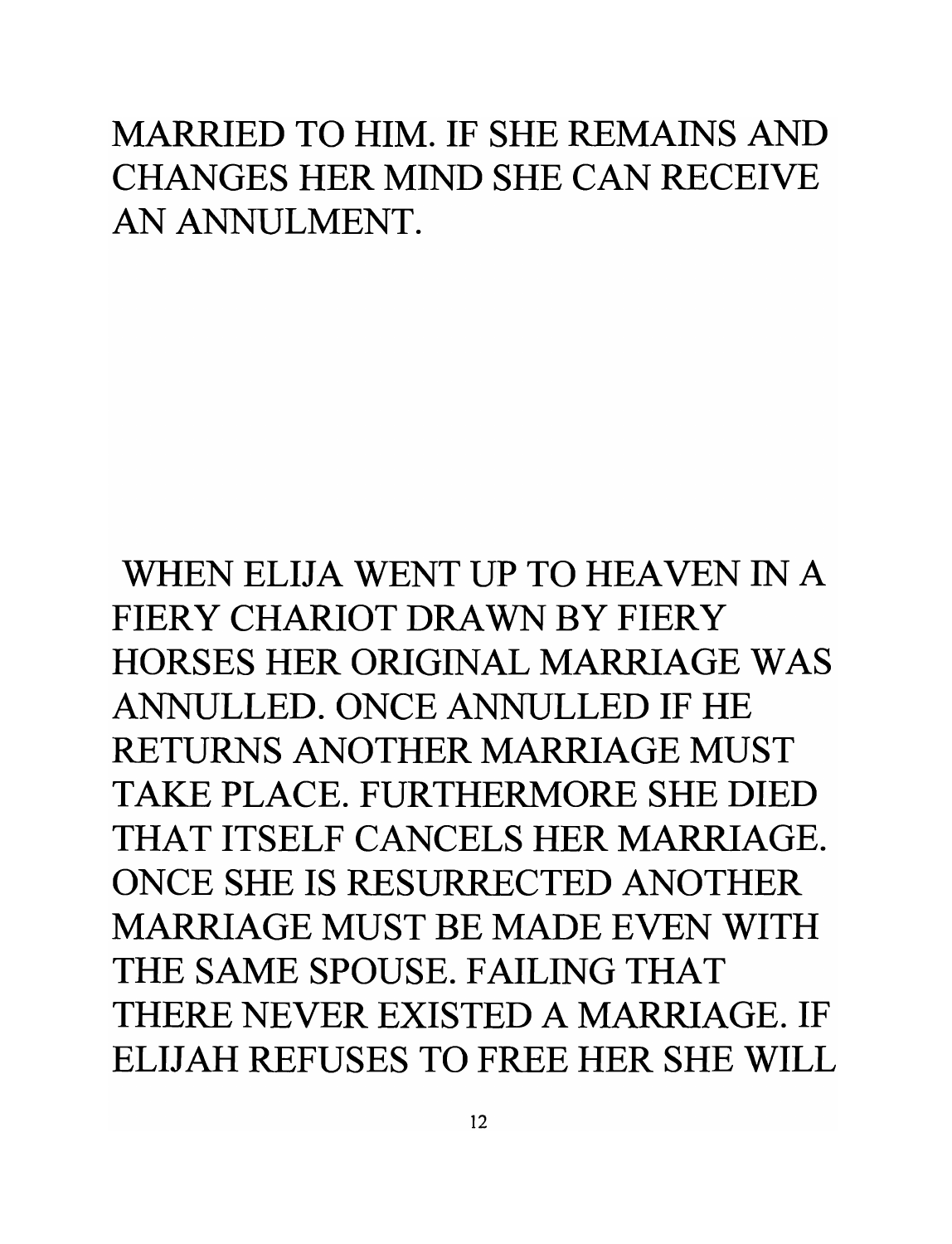MARRIED TO HIM. IF SHE REMAINS AND CHANGES HER MIND SHE CAN RECEIVE AN ANNULMENT.

WHEN ELIJA WENT UP TO HEAVEN IN A FIERY CHARIOT DRAWN BY FIERY HORSES HER ORIGINAL MARRIAGE WAS ANNULLED. ONCE ANNULLED IF HE RETURNS ANOTHER MARRIAGE MUST TAKE PLACE. FURTHERMORE SHE DIED THAT ITSELF CANCELS HER MARRIAGE. ONCE SHE IS RESURRECTED ANOTHER MARRIAGE MUST BE MADE EVEN WITH THE SAME SPOUSE. FAILING THAT THERE NEVER EXISTED A MARRIAGE. IF ELIJAH REFUSES TO FREE HER SHE WILL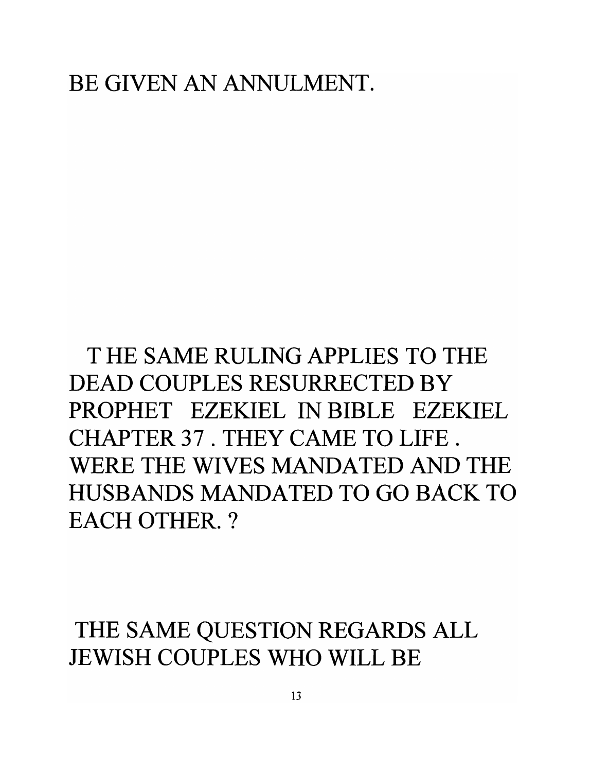BE GIVEN AN ANNULMENT.

T HE SAME RULING APPLIES TO THE DEAD COUPLES RESURRECTED BY PROPHET EZEKIEL IN BIBLE EZEKIEL CHAPTER 37 . THEY CAME TO LIFE . WERE THE WIVES MANDATED AND THE HUSBANDS MANDATED TO GO BACK TO EACH OTHER. ?

THE SAME QUESTION REGARDS ALL JEWISH COUPLES WHO WILL BE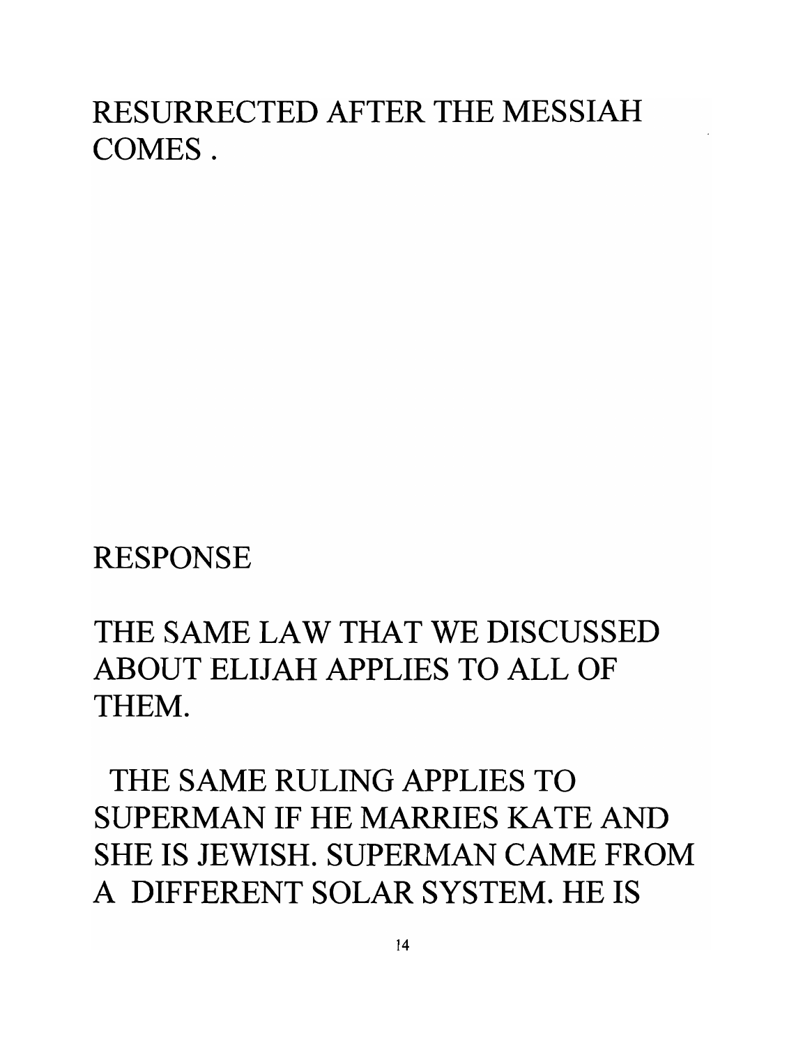RESURRECTED AFTER THE MESSIAH COMES .

RESPONSE

THE SAME LAW THAT WE DISCUSSED ABOUT ELIJAH APPLIES TO ALL OF THEM.

THE SAME RULING APPLIES TO SUPERMAN IF HE MARRIES KATE AND SHE IS JEWISH. SUPERMAN CAME FROM A DIFFERENT SOLAR SYSTEM. HE IS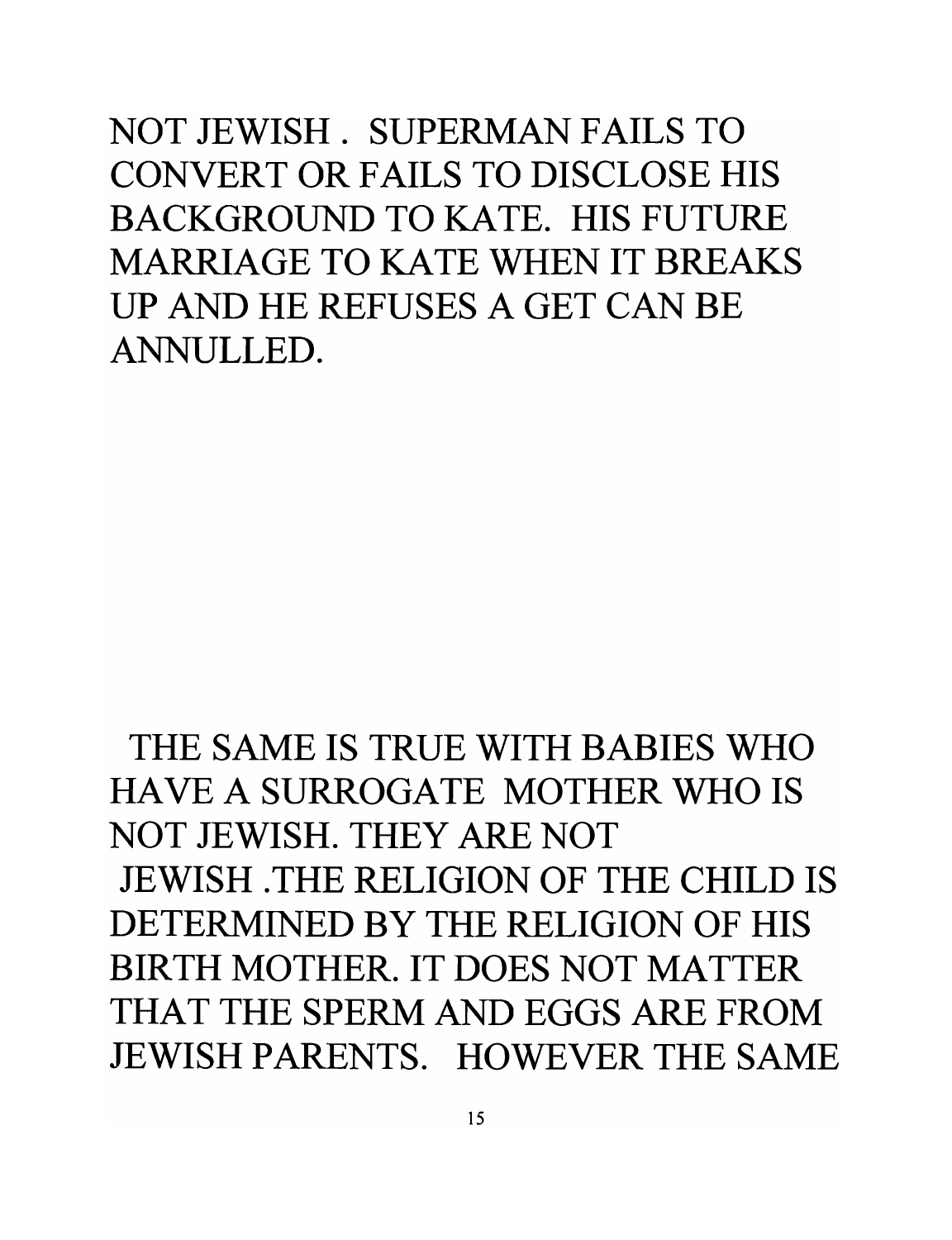NOT JEWISH . SUPERMAN FAILS TO CONVERT OR FAILS TO DISCLOSE HIS BACKGROUND TO KATE. HIS FUTURE MARRIAGE TO KATE WHEN IT BREAKS UP AND HE REFUSES A GET CAN BE ANNULLED.

THE SAME IS TRUE WITH BABIES WHO HAVE A SURROGATE MOTHER WHO IS NOT JEWISH. THEY ARE NOT JEWISH .THE RELIGION OF THE CHILD IS DETERMINED BY THE RELIGION OF HIS BIRTH MOTHER. IT DOES NOT MATTER THAT THE SPERM AND EGGS ARE FROM JEWISH PARENTS. HOWEVER THE SAME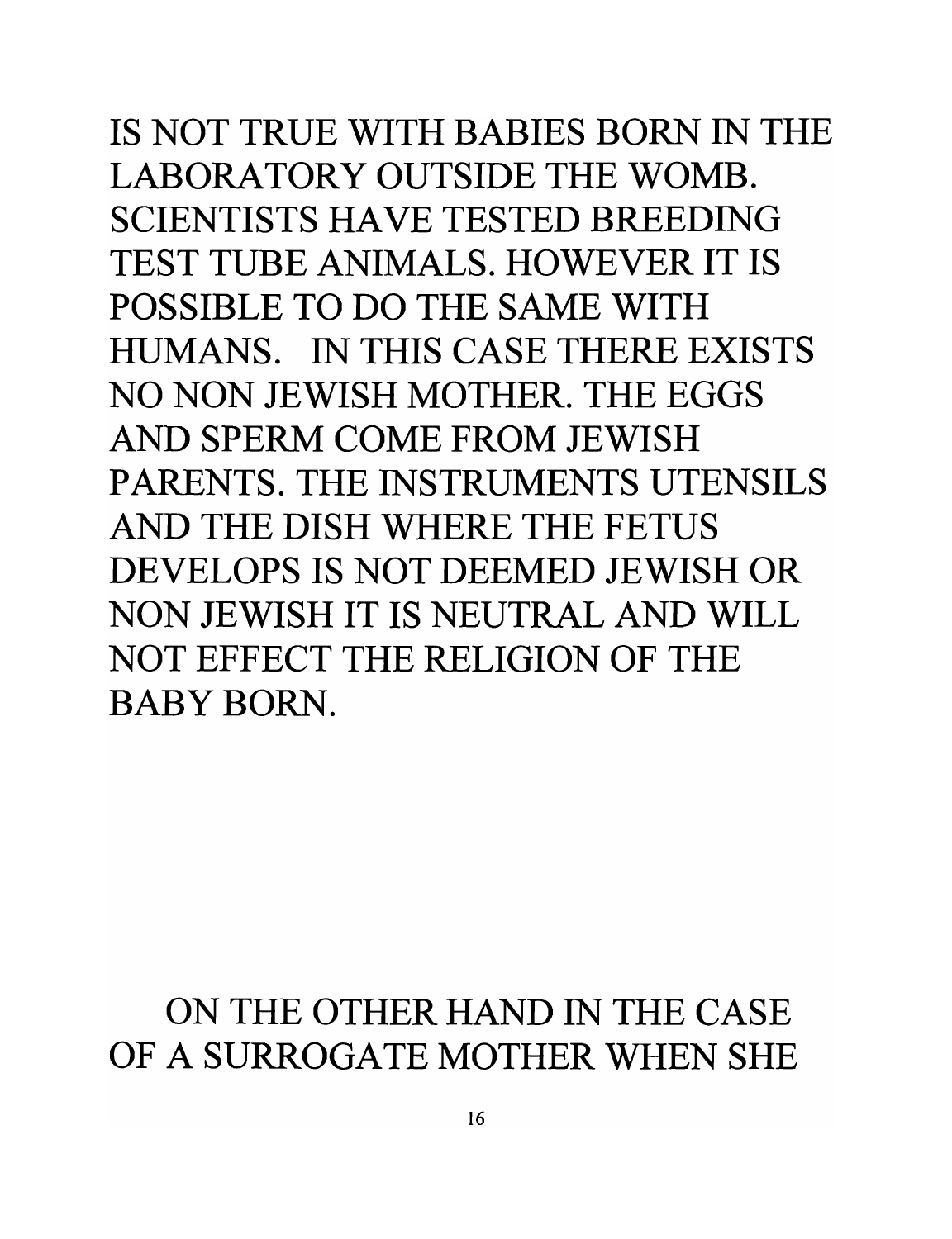IS NOT TRUE WITH BABIES BORN IN THE LABORATORY OUTSIDE THE WOMB. SCIENTISTS HAVE TESTED BREEDING TEST TUBE ANIMALS. HOWEVER IT IS POSSIBLE TO DO THE SAME WITH HUMANS. IN THIS CASE THERE EXISTS NO NON JEWISH MOTHER. THE EGGS AND SPERM COME FROM JEWISH PARENTS. THE INSTRUMENTS UTENSILS AND THE DISH WHERE THE FETUS DEVELOPS IS NOT DEEMED JEWISH OR NON JEWISH IT IS NEUTRAL AND WILL NOT EFFECT THE RELIGION OF THE BABY BORN.

ON THE OTHER HAND IN THE CASE OF A SURROGATE MOTHER WHEN SHE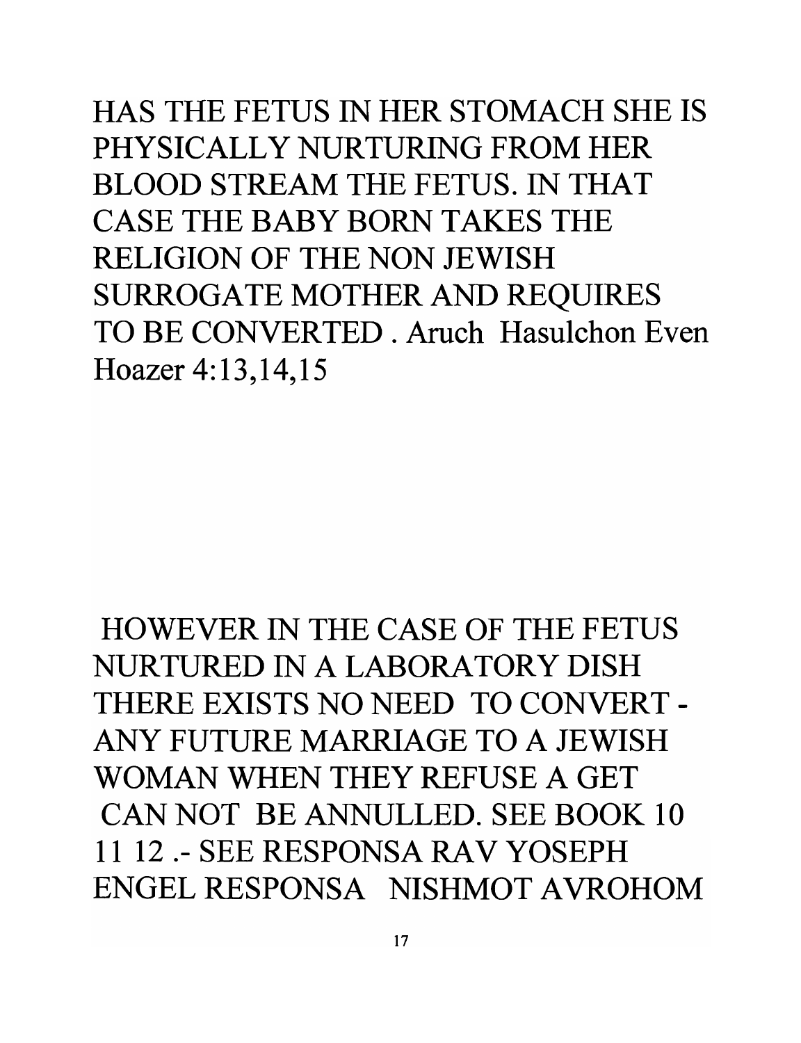HAS THE FETUS IN HER STOMACH SHE IS PHYSICALLY NURTURING FROM HER BLOOD STREAM THE FETUS. IN THAT CASE THE BABY BORN TAKES THE RELIGION OF THE NON JEWISH SURROGATE MOTHER AND REQUIRES TO BE CONVERTED . Aruch Hasulchon Even Hoazer 4:13,14,15

HOWEVER IN THE CASE OF THE FETUS NURTURED IN A LABORATORY DISH THERE EXISTS NO NEED TO CONVERT - ANY FUTURE MARRIAGE TO A JEWISH WOMAN WHEN THEY REFUSE A GET CAN NOT BE ANNULLED. SEE BOOK 10 11 12 .- SEE RESPONSA RAV YOSEPH ENGEL RESPONSA NISHMOT AVROHOM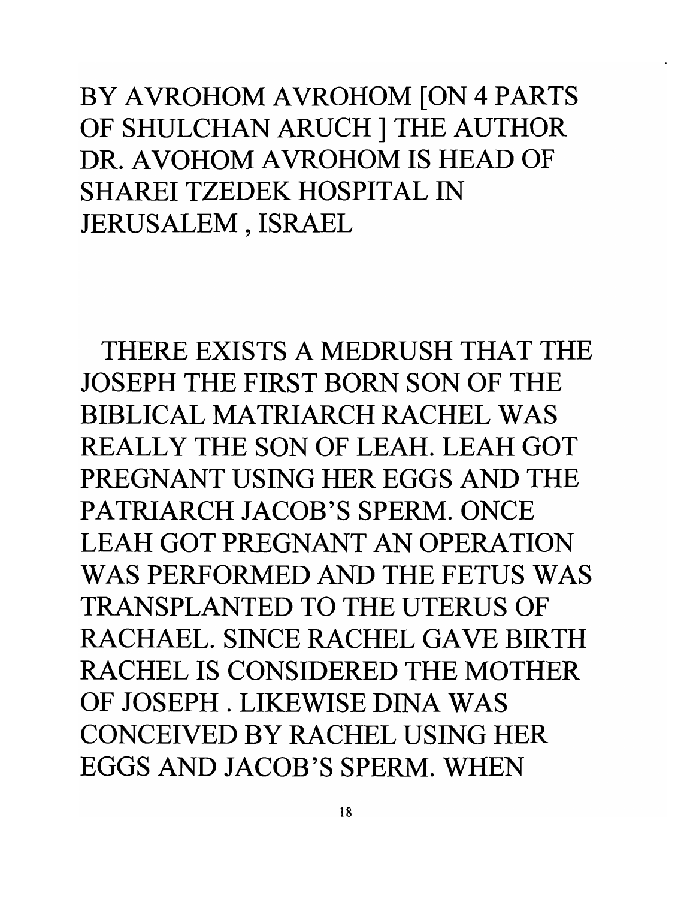BY AVROHOM AVROHOM [ON 4 PARTS OF SHULCHAN ARUCH ] THE AUTHOR DR. AVOHOM AVROHOM IS HEAD OF SHAREI TZEDEK HOSPITAL IN JERUSALEM , ISRAEL

THERE EXISTS A MEDRUSH THAT THE JOSEPH THE FIRST BORN SON OF THE BIBLICAL MATRIARCH RACHEL WAS REALLY THE SON OF LEAH. LEAH GOT PREGNANT USING HER EGGS AND THE PATRIARCH JACOB'S SPERM. ONCE LEAH GOT PREGNANT AN OPERATION WAS PERFORMED AND THE FETUS WAS TRANSPLANTED TO THE UTERUS OF RACHAEL. SINCE RACHEL GAVE BIRTH RACHEL IS CONSIDERED THE MOTHER OF JOSEPH . LIKEWISE DINA WAS CONCEIVED BY RACHEL USING HER EGGS AND JACOB'S SPERM. WHEN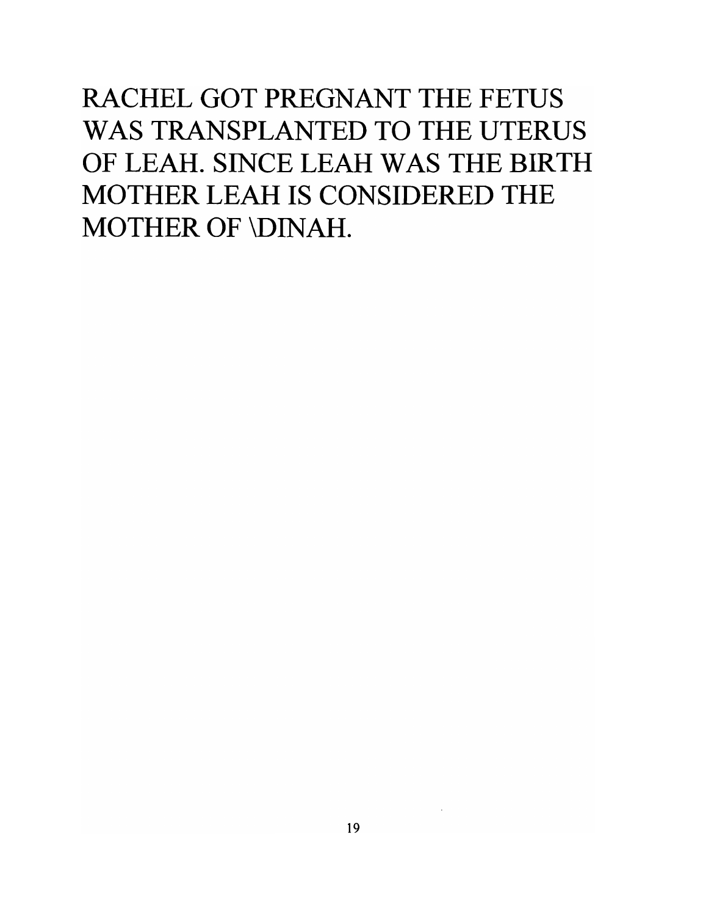RACHEL GOT PREGNANT THE FETUS WAS TRANSPLANTED TO THE UTERUS OF LEAH. SINCE LEAH WAS THE BIRTH MOTHER LEAH IS CONSIDERED THE MOTHER OF \DINAH.